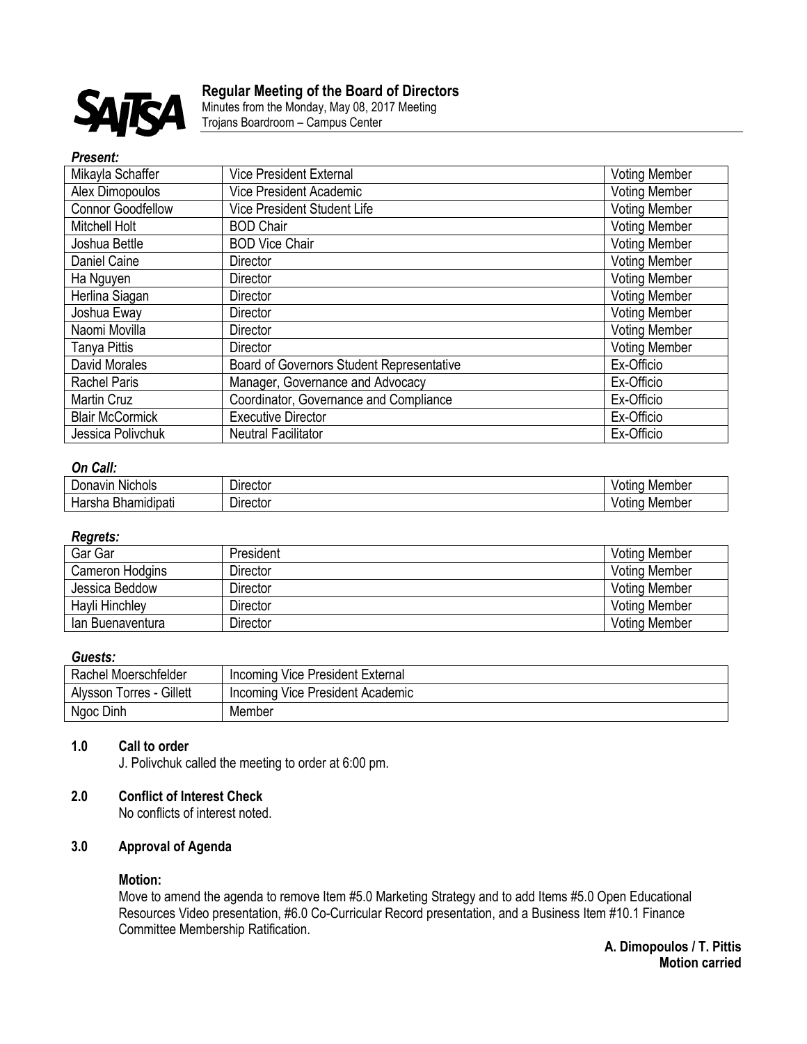**SAITSA**

# Regular Meeting of the Board of Directors

Minutes from the Monday, May 08, 2017 Meeting
Trojans Boardroom – Campus Center

***Present:***

| | | |
|---|---|---|
| Mikayla Schaffer | Vice President External | Voting Member |
| Alex Dimopoulos | Vice President Academic | Voting Member |
| Connor Goodfellow | Vice President Student Life | Voting Member |
| Mitchell Holt | BOD Chair | Voting Member |
| Joshua Bettle | BOD Vice Chair | Voting Member |
| Daniel Caine | Director | Voting Member |
| Ha Nguyen | Director | Voting Member |
| Herlina Siagan | Director | Voting Member |
| Joshua Eway | Director | Voting Member |
| Naomi Movilla | Director | Voting Member |
| Tanya Pittis | Director | Voting Member |
| David Morales | Board of Governors Student Representative | Ex-Officio |
| Rachel Paris | Manager, Governance and Advocacy | Ex-Officio |
| Martin Cruz | Coordinator, Governance and Compliance | Ex-Officio |
| Blair McCormick | Executive Director | Ex-Officio |
| Jessica Polivchuk | Neutral Facilitator | Ex-Officio |

***On Call:***

| | | |
|---|---|---|
| Donavin Nichols | Director | Voting Member |
| Harsha Bhamidipati | Director | Voting Member |

***Regrets:***

| | | |
|---|---|---|
| Gar Gar | President | Voting Member |
| Cameron Hodgins | Director | Voting Member |
| Jessica Beddow | Director | Voting Member |
| Hayli Hinchley | Director | Voting Member |
| Ian Buenaventura | Director | Voting Member |

***Guests:***

| | |
|---|---|
| Rachel Moerschfelder | Incoming Vice President External |
| Alysson Torres - Gillett | Incoming Vice President Academic |
| Ngoc Dinh | Member |

## 1.0 Call to order

J. Polivchuk called the meeting to order at 6:00 pm.

## 2.0 Conflict of Interest Check

No conflicts of interest noted.

## 3.0 Approval of Agenda

**Motion:**

Move to amend the agenda to remove Item #5.0 Marketing Strategy and to add Items #5.0 Open Educational Resources Video presentation, #6.0 Co-Curricular Record presentation, and a Business Item #10.1 Finance Committee Membership Ratification.

**A. Dimopoulos / T. Pittis**
**Motion carried**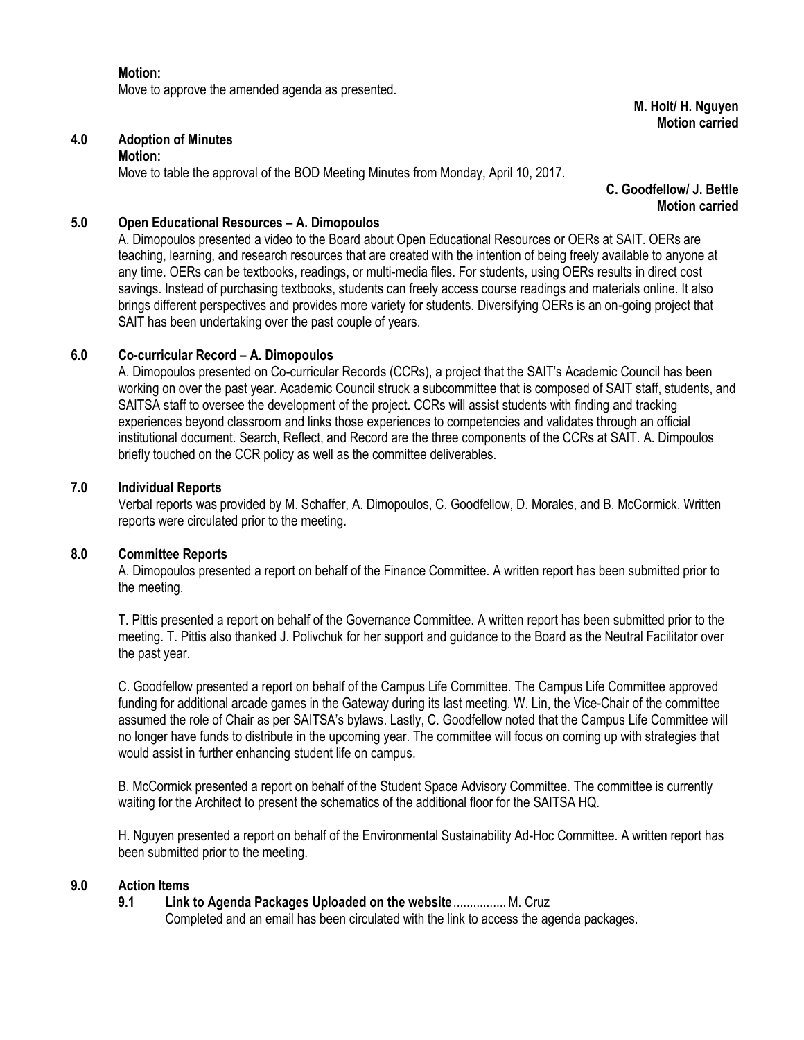**Motion:**
Move to approve the amended agenda as presented.

**M. Holt/ H. Nguyen**
**Motion carried**

## 4.0 Adoption of Minutes

**Motion:**
Move to table the approval of the BOD Meeting Minutes from Monday, April 10, 2017.

**C. Goodfellow/ J. Bettle**
**Motion carried**

## 5.0 Open Educational Resources – A. Dimopoulos

A. Dimopoulos presented a video to the Board about Open Educational Resources or OERs at SAIT. OERs are teaching, learning, and research resources that are created with the intention of being freely available to anyone at any time. OERs can be textbooks, readings, or multi-media files. For students, using OERs results in direct cost savings. Instead of purchasing textbooks, students can freely access course readings and materials online. It also brings different perspectives and provides more variety for students. Diversifying OERs is an on-going project that SAIT has been undertaking over the past couple of years.

## 6.0 Co-curricular Record – A. Dimopoulos

A. Dimopoulos presented on Co-curricular Records (CCRs), a project that the SAIT's Academic Council has been working on over the past year. Academic Council struck a subcommittee that is composed of SAIT staff, students, and SAITSA staff to oversee the development of the project. CCRs will assist students with finding and tracking experiences beyond classroom and links those experiences to competencies and validates through an official institutional document. Search, Reflect, and Record are the three components of the CCRs at SAIT. A. Dimpoulos briefly touched on the CCR policy as well as the committee deliverables.

## 7.0 Individual Reports

Verbal reports was provided by M. Schaffer, A. Dimopoulos, C. Goodfellow, D. Morales, and B. McCormick. Written reports were circulated prior to the meeting.

## 8.0 Committee Reports

A. Dimopoulos presented a report on behalf of the Finance Committee. A written report has been submitted prior to the meeting.

T. Pittis presented a report on behalf of the Governance Committee. A written report has been submitted prior to the meeting. T. Pittis also thanked J. Polivchuk for her support and guidance to the Board as the Neutral Facilitator over the past year.

C. Goodfellow presented a report on behalf of the Campus Life Committee. The Campus Life Committee approved funding for additional arcade games in the Gateway during its last meeting. W. Lin, the Vice-Chair of the committee assumed the role of Chair as per SAITSA's bylaws. Lastly, C. Goodfellow noted that the Campus Life Committee will no longer have funds to distribute in the upcoming year. The committee will focus on coming up with strategies that would assist in further enhancing student life on campus.

B. McCormick presented a report on behalf of the Student Space Advisory Committee. The committee is currently waiting for the Architect to present the schematics of the additional floor for the SAITSA HQ.

H. Nguyen presented a report on behalf of the Environmental Sustainability Ad-Hoc Committee. A written report has been submitted prior to the meeting.

## 9.0 Action Items

**9.1 Link to Agenda Packages Uploaded on the website**................ M. Cruz
Completed and an email has been circulated with the link to access the agenda packages.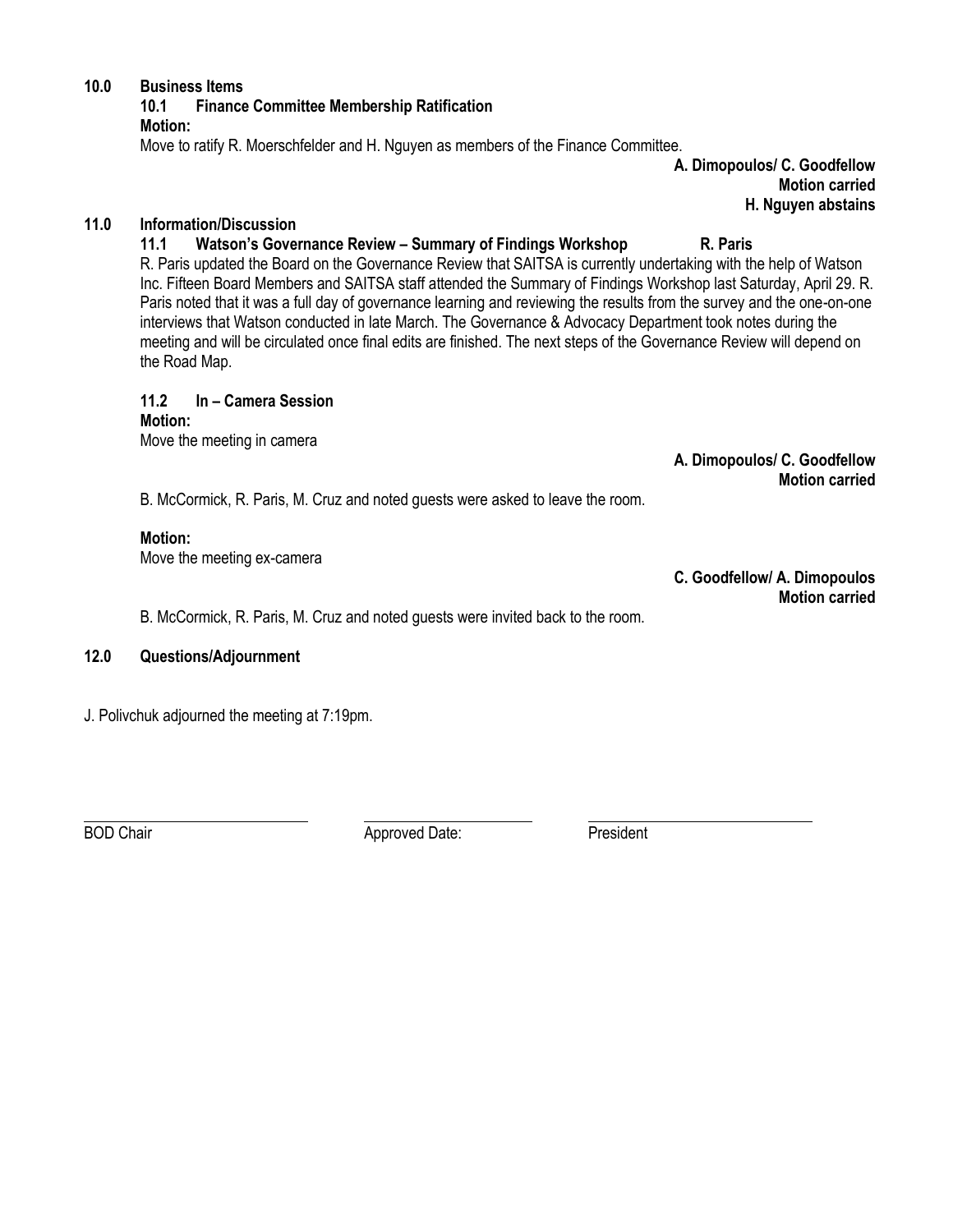## 10.0 Business Items

### 10.1 Finance Committee Membership Ratification

**Motion:**

Move to ratify R. Moerschfelder and H. Nguyen as members of the Finance Committee.

**A. Dimopoulos/ C. Goodfellow**
**Motion carried**
**H. Nguyen abstains**

## 11.0 Information/Discussion

### 11.1 Watson's Governance Review – Summary of Findings Workshop — R. Paris

R. Paris updated the Board on the Governance Review that SAITSA is currently undertaking with the help of Watson Inc. Fifteen Board Members and SAITSA staff attended the Summary of Findings Workshop last Saturday, April 29. R. Paris noted that it was a full day of governance learning and reviewing the results from the survey and the one-on-one interviews that Watson conducted in late March. The Governance & Advocacy Department took notes during the meeting and will be circulated once final edits are finished. The next steps of the Governance Review will depend on the Road Map.

### 11.2 In – Camera Session

**Motion:**

Move the meeting in camera

**A. Dimopoulos/ C. Goodfellow**
**Motion carried**

B. McCormick, R. Paris, M. Cruz and noted guests were asked to leave the room.

**Motion:**

Move the meeting ex-camera

**C. Goodfellow/ A. Dimopoulos**
**Motion carried**

B. McCormick, R. Paris, M. Cruz and noted guests were invited back to the room.

## 12.0 Questions/Adjournment

J. Polivchuk adjourned the meeting at 7:19pm.

| | | |
|---|---|---|
| BOD Chair | Approved Date: | President |